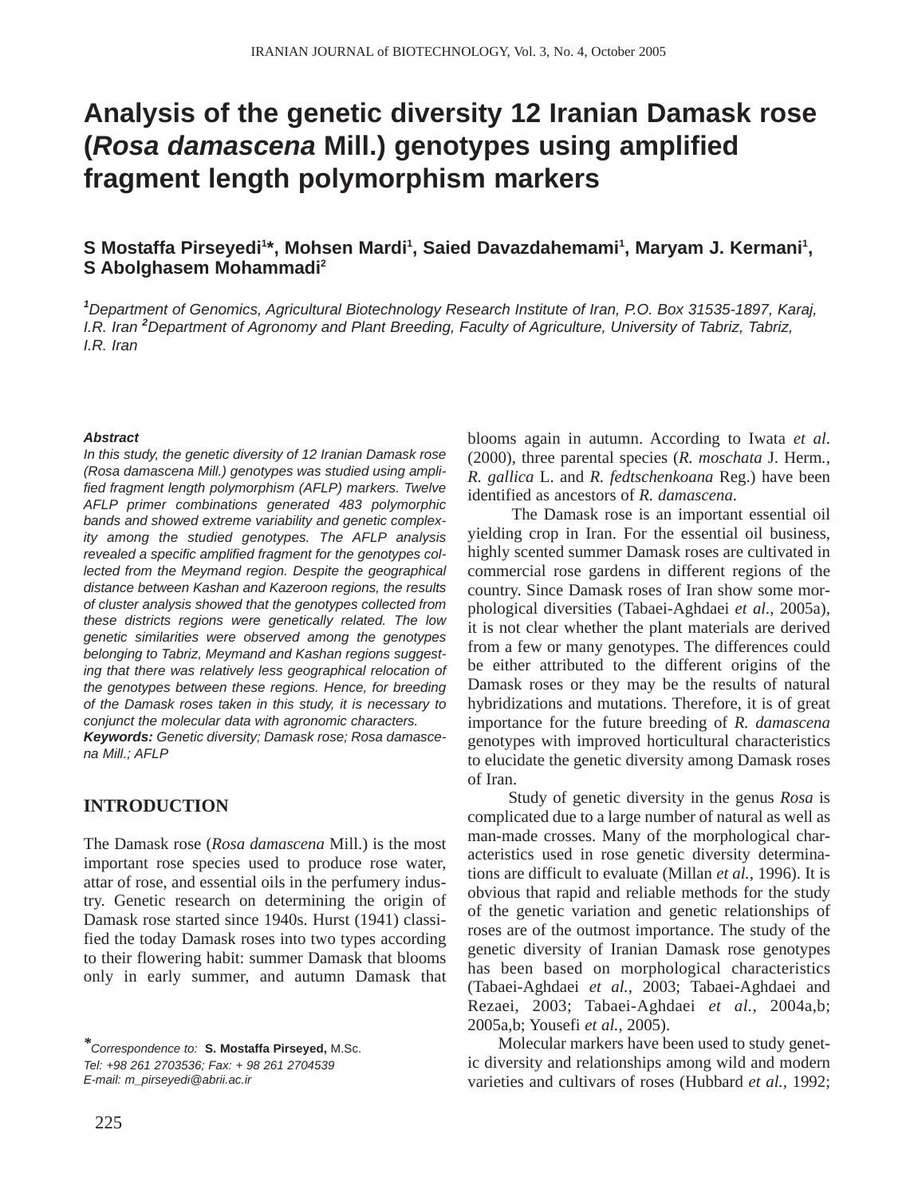# Analysis of the genetic diversity 12 Iranian Damask rose (*Rosa damascena* Mill.) genotypes using amplified fragment length polymorphism markers

**S Mostaffa Pirseyedi[1]\*, Mohsen Mardi[1], Saied Davazdahemami[1], Maryam J. Kermani[1], S Abolghasem Mohammadi[2]**

*[1]Department of Genomics, Agricultural Biotechnology Research Institute of Iran, P.O. Box 31535-1897, Karaj, I.R. Iran [2]Department of Agronomy and Plant Breeding, Faculty of Agriculture, University of Tabriz, Tabriz, I.R. Iran*

***Abstract***

*In this study, the genetic diversity of 12 Iranian Damask rose (Rosa damascena Mill.) genotypes was studied using amplified fragment length polymorphism (AFLP) markers. Twelve AFLP primer combinations generated 483 polymorphic bands and showed extreme variability and genetic complexity among the studied genotypes. The AFLP analysis revealed a specific amplified fragment for the genotypes collected from the Meymand region. Despite the geographical distance between Kashan and Kazeroon regions, the results of cluster analysis showed that the genotypes collected from these districts regions were genetically related. The low genetic similarities were observed among the genotypes belonging to Tabriz, Meymand and Kashan regions suggesting that there was relatively less geographical relocation of the genotypes between these regions. Hence, for breeding of the Damask roses taken in this study, it is necessary to conjunct the molecular data with agronomic characters.*

***Keywords:*** *Genetic diversity; Damask rose; Rosa damascena Mill.; AFLP*

## INTRODUCTION

The Damask rose (*Rosa damascena* Mill.) is the most important rose species used to produce rose water, attar of rose, and essential oils in the perfumery industry. Genetic research on determining the origin of Damask rose started since 1940s. Hurst (1941) classified the today Damask roses into two types according to their flowering habit: summer Damask that blooms only in early summer, and autumn Damask that blooms again in autumn. According to Iwata *et al*. (2000), three parental species (*R. moschata* J. Herm., *R. gallica* L. and *R. fedtschenkoana* Reg.) have been identified as ancestors of *R. damascena*.

The Damask rose is an important essential oil yielding crop in Iran. For the essential oil business, highly scented summer Damask roses are cultivated in commercial rose gardens in different regions of the country. Since Damask roses of Iran show some morphological diversities (Tabaei-Aghdaei *et al.,* 2005a), it is not clear whether the plant materials are derived from a few or many genotypes. The differences could be either attributed to the different origins of the Damask roses or they may be the results of natural hybridizations and mutations. Therefore, it is of great importance for the future breeding of *R. damascena* genotypes with improved horticultural characteristics to elucidate the genetic diversity among Damask roses of Iran.

Study of genetic diversity in the genus *Rosa* is complicated due to a large number of natural as well as man-made crosses. Many of the morphological characteristics used in rose genetic diversity determinations are difficult to evaluate (Millan *et al.,* 1996). It is obvious that rapid and reliable methods for the study of the genetic variation and genetic relationships of roses are of the outmost importance. The study of the genetic diversity of Iranian Damask rose genotypes has been based on morphological characteristics (Tabaei-Aghdaei *et al.,* 2003; Tabaei-Aghdaei and Rezaei, 2003; Tabaei-Aghdaei *et al.,* 2004a,b; 2005a,b; Yousefi *et al.,* 2005).

Molecular markers have been used to study genetic diversity and relationships among wild and modern varieties and cultivars of roses (Hubbard *et al.,* 1992;

*\*Correspondence to:* **S. Mostaffa Pirseyed,** M.Sc.
*Tel: +98 261 2703536; Fax: + 98 261 2704539*
*E-mail: m_pirseyedi@abrii.ac.ir*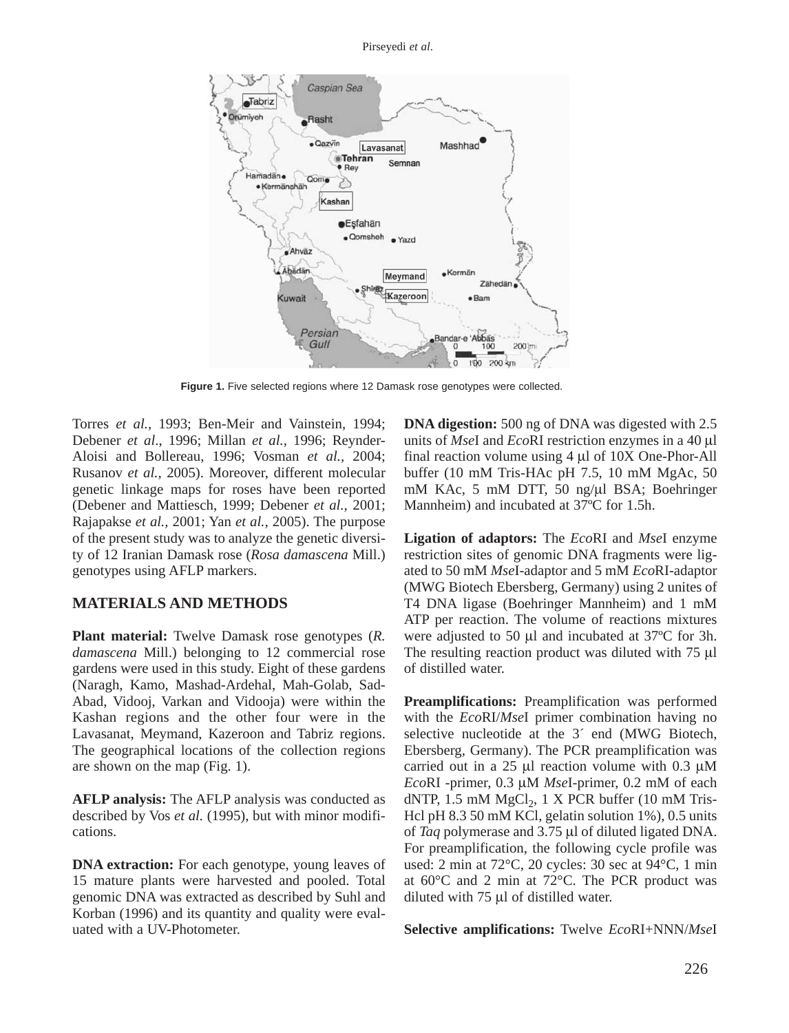**Figure 1.** Five selected regions where 12 Damask rose genotypes were collected.

Torres *et al.,* 1993; Ben-Meir and Vainstein, 1994; Debener *et al*., 1996; Millan *et al.,* 1996; Reynder-Aloisi and Bollereau, 1996; Vosman *et al.,* 2004; Rusanov *et al.,* 2005). Moreover, different molecular genetic linkage maps for roses have been reported (Debener and Mattiesch, 1999; Debener *et al.,* 2001; Rajapakse *et al.,* 2001; Yan *et al.,* 2005). The purpose of the present study was to analyze the genetic diversity of 12 Iranian Damask rose (*Rosa damascena* Mill.) genotypes using AFLP markers.

## MATERIALS AND METHODS

**Plant material:** Twelve Damask rose genotypes (*R. damascena* Mill.) belonging to 12 commercial rose gardens were used in this study. Eight of these gardens (Naragh, Kamo, Mashad-Ardehal, Mah-Golab, Sad-Abad, Vidooj, Varkan and Vidooja) were within the Kashan regions and the other four were in the Lavasanat, Meymand, Kazeroon and Tabriz regions. The geographical locations of the collection regions are shown on the map (Fig. 1).

**AFLP analysis:** The AFLP analysis was conducted as described by Vos *et al.* (1995), but with minor modifications.

**DNA extraction:** For each genotype, young leaves of 15 mature plants were harvested and pooled. Total genomic DNA was extracted as described by Suhl and Korban (1996) and its quantity and quality were evaluated with a UV-Photometer.

**DNA digestion:** 500 ng of DNA was digested with 2.5 units of *Mse*I and *Eco*RI restriction enzymes in a 40 μl final reaction volume using 4 μl of 10X One-Phor-All buffer (10 mM Tris-HAc pH 7.5, 10 mM MgAc, 50 mM KAc, 5 mM DTT, 50 ng/μl BSA; Boehringer Mannheim) and incubated at 37ºC for 1.5h.

**Ligation of adaptors:** The *Eco*RI and *Mse*I enzyme restriction sites of genomic DNA fragments were ligated to 50 mM *Mse*I-adaptor and 5 mM *Eco*RI-adaptor (MWG Biotech Ebersberg, Germany) using 2 unites of T4 DNA ligase (Boehringer Mannheim) and 1 mM ATP per reaction. The volume of reactions mixtures were adjusted to 50 μl and incubated at 37ºC for 3h. The resulting reaction product was diluted with 75 μl of distilled water.

**Preamplifications:** Preamplification was performed with the *Eco*RI/*Mse*I primer combination having no selective nucleotide at the 3´ end (MWG Biotech, Ebersberg, Germany). The PCR preamplification was carried out in a 25 μl reaction volume with 0.3 μM *Eco*RI -primer, 0.3 μM *Mse*I-primer, 0.2 mM of each dNTP, 1.5 mM $MgCl_2$, 1 X PCR buffer (10 mM Tris-Hcl pH 8.3 50 mM KCl, gelatin solution 1%), 0.5 units of *Taq* polymerase and 3.75 μl of diluted ligated DNA. For preamplification, the following cycle profile was used: 2 min at 72°C, 20 cycles: 30 sec at 94°C, 1 min at 60°C and 2 min at 72°C. The PCR product was diluted with 75 μl of distilled water.

**Selective amplifications:** Twelve *Eco*RI+NNN/*Mse*I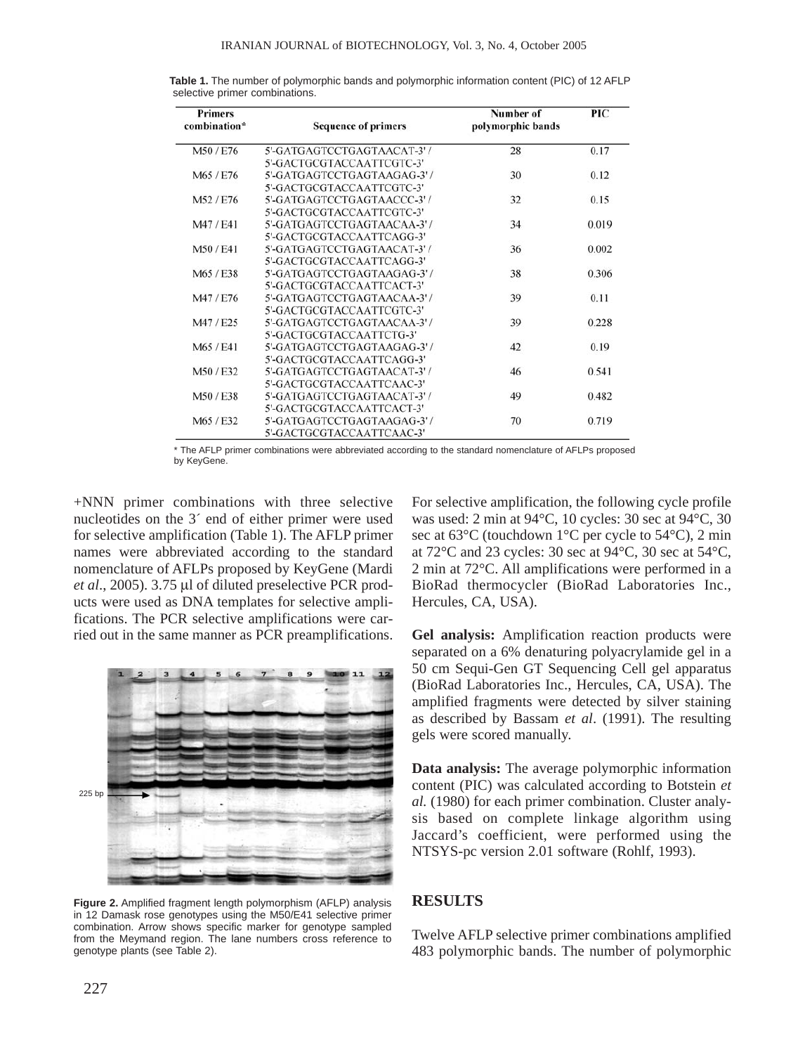**Table 1.** The number of polymorphic bands and polymorphic information content (PIC) of 12 AFLP selective primer combinations.

| Primers combination* | Sequence of primers | Number of polymorphic bands | PIC |
|---|---|---|---|
| M50 / E76 | 5'-GATGAGTCCTGAGTAACAT-3' / 5'-GACTGCGTACCAATTCGTC-3' | 28 | 0.17 |
| M65 / E76 | 5'-GATGAGTCCTGAGTAAGAG-3' / 5'-GACTGCGTACCAATTCGTC-3' | 30 | 0.12 |
| M52 / E76 | 5'-GATGAGTCCTGAGTAACCC-3' / 5'-GACTGCGTACCAATTCGTC-3' | 32 | 0.15 |
| M47 / E41 | 5'-GATGAGTCCTGAGTAACAA-3' / 5'-GACTGCGTACCAATTCAGG-3' | 34 | 0.019 |
| M50 / E41 | 5'-GATGAGTCCTGAGTAACAT-3' / 5'-GACTGCGTACCAATTCAGG-3' | 36 | 0.002 |
| M65 / E38 | 5'-GATGAGTCCTGAGTAAGAG-3' / 5'-GACTGCGTACCAATTCACT-3' | 38 | 0.306 |
| M47 / E76 | 5'-GATGAGTCCTGAGTAACAA-3' / 5'-GACTGCGTACCAATTCGTC-3' | 39 | 0.11 |
| M47 / E25 | 5'-GATGAGTCCTGAGTAACAA-3' / 5'-GACTGCGTACCAATTCTG-3' | 39 | 0.228 |
| M65 / E41 | 5'-GATGAGTCCTGAGTAAGAG-3' / 5'-GACTGCGTACCAATTCAGG-3' | 42 | 0.19 |
| M50 / E32 | 5'-GATGAGTCCTGAGTAACAT-3' / 5'-GACTGCGTACCAATTCAAC-3' | 46 | 0.541 |
| M50 / E38 | 5'-GATGAGTCCTGAGTAACAT-3' / 5'-GACTGCGTACCAATTCACT-3' | 49 | 0.482 |
| M65 / E32 | 5'-GATGAGTCCTGAGTAAGAG-3' / 5'-GACTGCGTACCAATTCAAC-3' | 70 | 0.719 |

\* The AFLP primer combinations were abbreviated according to the standard nomenclature of AFLPs proposed by KeyGene.

+NNN primer combinations with three selective nucleotides on the 3´ end of either primer were used for selective amplification (Table 1). The AFLP primer names were abbreviated according to the standard nomenclature of AFLPs proposed by KeyGene (Mardi *et al*., 2005). 3.75 μl of diluted preselective PCR products were used as DNA templates for selective amplifications. The PCR selective amplifications were carried out in the same manner as PCR preamplifications.

**Figure 2.** Amplified fragment length polymorphism (AFLP) analysis in 12 Damask rose genotypes using the M50/E41 selective primer combination. Arrow shows specific marker for genotype sampled from the Meymand region. The lane numbers cross reference to genotype plants (see Table 2).

For selective amplification, the following cycle profile was used: 2 min at 94°C, 10 cycles: 30 sec at 94°C, 30 sec at 63°C (touchdown 1°C per cycle to 54°C), 2 min at 72°C and 23 cycles: 30 sec at 94°C, 30 sec at 54°C, 2 min at 72°C. All amplifications were performed in a BioRad thermocycler (BioRad Laboratories Inc., Hercules, CA, USA).

**Gel analysis:** Amplification reaction products were separated on a 6% denaturing polyacrylamide gel in a 50 cm Sequi-Gen GT Sequencing Cell gel apparatus (BioRad Laboratories Inc., Hercules, CA, USA). The amplified fragments were detected by silver staining as described by Bassam *et al*. (1991). The resulting gels were scored manually.

**Data analysis:** The average polymorphic information content (PIC) was calculated according to Botstein *et al.* (1980) for each primer combination. Cluster analysis based on complete linkage algorithm using Jaccard's coefficient, were performed using the NTSYS-pc version 2.01 software (Rohlf, 1993).

## RESULTS

Twelve AFLP selective primer combinations amplified 483 polymorphic bands. The number of polymorphic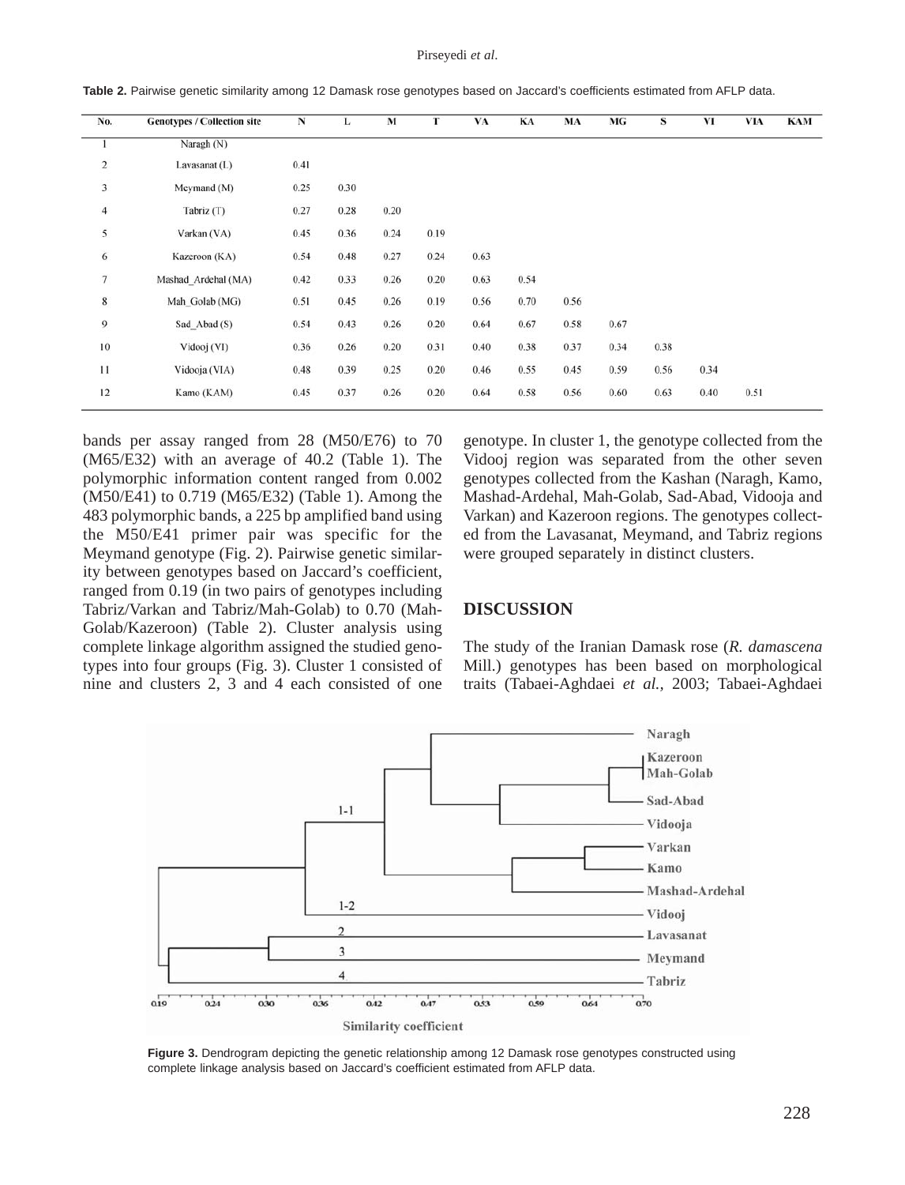**Table 2.** Pairwise genetic similarity among 12 Damask rose genotypes based on Jaccard's coefficients estimated from AFLP data.

| No. | Genotypes / Collection site | N | L | M | T | VA | KA | MA | MG | S | VI | VIA | KAM |
|---|---|---|---|---|---|---|---|---|---|---|---|---|---|
| 1 | Naragh (N) | | | | | | | | | | | | |
| 2 | Lavasanat (L) | 0.41 | | | | | | | | | | | |
| 3 | Meymand (M) | 0.25 | 0.30 | | | | | | | | | | |
| 4 | Tabriz (T) | 0.27 | 0.28 | 0.20 | | | | | | | | | |
| 5 | Varkan (VA) | 0.45 | 0.36 | 0.24 | 0.19 | | | | | | | | |
| 6 | Kazeroon (KA) | 0.54 | 0.48 | 0.27 | 0.24 | 0.63 | | | | | | | |
| 7 | Mashad_Ardehal (MA) | 0.42 | 0.33 | 0.26 | 0.20 | 0.63 | 0.54 | | | | | | |
| 8 | Mah_Golab (MG) | 0.51 | 0.45 | 0.26 | 0.19 | 0.56 | 0.70 | 0.56 | | | | | |
| 9 | Sad_Abad (S) | 0.54 | 0.43 | 0.26 | 0.20 | 0.64 | 0.67 | 0.58 | 0.67 | | | | |
| 10 | Vidooj (VI) | 0.36 | 0.26 | 0.20 | 0.31 | 0.40 | 0.38 | 0.37 | 0.34 | 0.38 | | | |
| 11 | Vidooja (VIA) | 0.48 | 0.39 | 0.25 | 0.20 | 0.46 | 0.55 | 0.45 | 0.59 | 0.56 | 0.34 | | |
| 12 | Kamo (KAM) | 0.45 | 0.37 | 0.26 | 0.20 | 0.64 | 0.58 | 0.56 | 0.60 | 0.63 | 0.40 | 0.51 | |

bands per assay ranged from 28 (M50/E76) to 70 (M65/E32) with an average of 40.2 (Table 1). The polymorphic information content ranged from 0.002 (M50/E41) to 0.719 (M65/E32) (Table 1). Among the 483 polymorphic bands, a 225 bp amplified band using the M50/E41 primer pair was specific for the Meymand genotype (Fig. 2). Pairwise genetic similarity between genotypes based on Jaccard's coefficient, ranged from 0.19 (in two pairs of genotypes including Tabriz/Varkan and Tabriz/Mah-Golab) to 0.70 (Mah-Golab/Kazeroon) (Table 2). Cluster analysis using complete linkage algorithm assigned the studied genotypes into four groups (Fig. 3). Cluster 1 consisted of nine and clusters 2, 3 and 4 each consisted of one genotype. In cluster 1, the genotype collected from the Vidooj region was separated from the other seven genotypes collected from the Kashan (Naragh, Kamo, Mashad-Ardehal, Mah-Golab, Sad-Abad, Vidooja and Varkan) and Kazeroon regions. The genotypes collected from the Lavasanat, Meymand, and Tabriz regions were grouped separately in distinct clusters.

## DISCUSSION

The study of the Iranian Damask rose (*R. damascena* Mill.) genotypes has been based on morphological traits (Tabaei-Aghdaei *et al.*, 2003; Tabaei-Aghdaei

**Figure 3.** Dendrogram depicting the genetic relationship among 12 Damask rose genotypes constructed using complete linkage analysis based on Jaccard's coefficient estimated from AFLP data.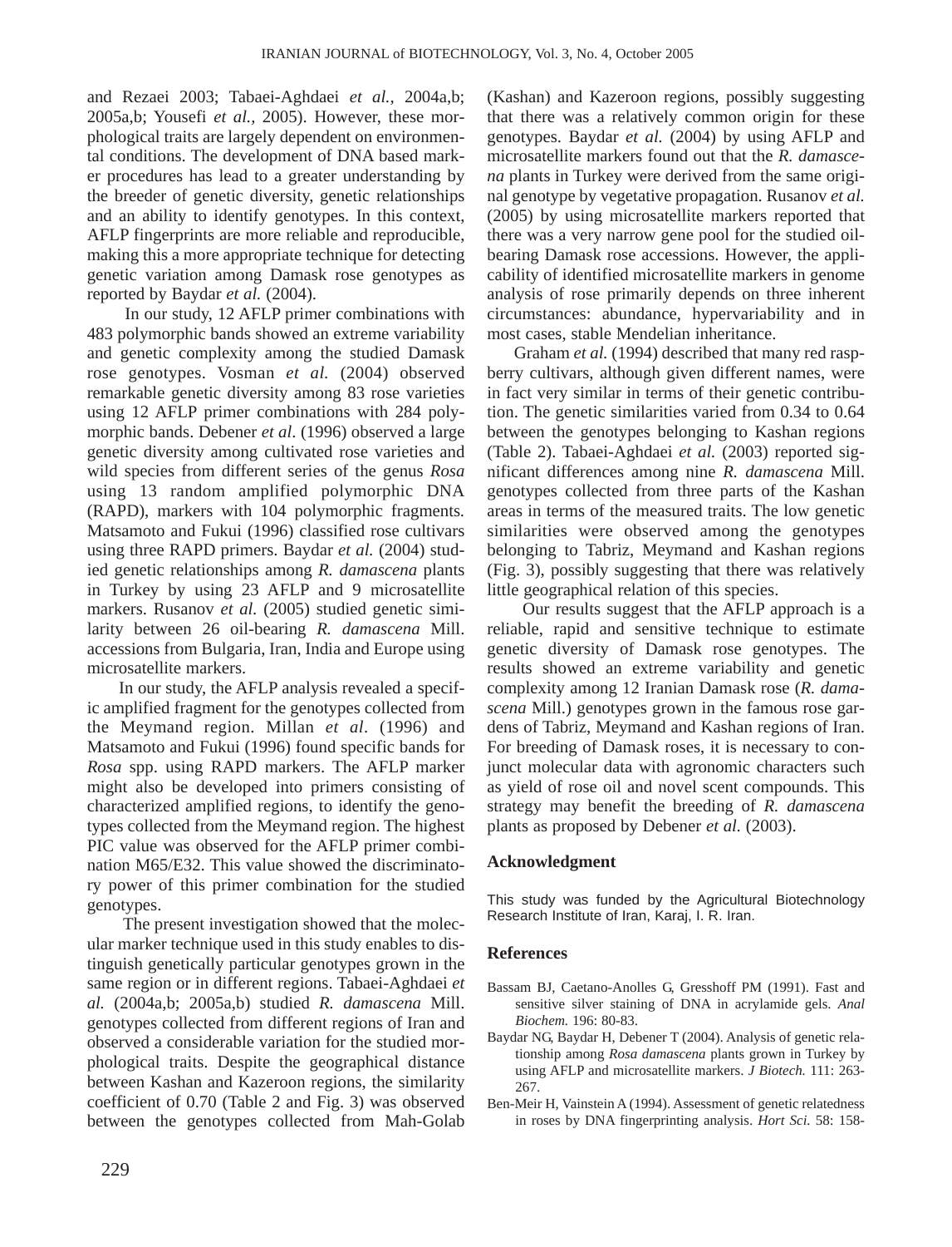and Rezaei 2003; Tabaei-Aghdaei *et al.,* 2004a,b; 2005a,b; Yousefi *et al.,* 2005). However, these morphological traits are largely dependent on environmental conditions. The development of DNA based marker procedures has lead to a greater understanding by the breeder of genetic diversity, genetic relationships and an ability to identify genotypes. In this context, AFLP fingerprints are more reliable and reproducible, making this a more appropriate technique for detecting genetic variation among Damask rose genotypes as reported by Baydar *et al.* (2004).

In our study, 12 AFLP primer combinations with 483 polymorphic bands showed an extreme variability and genetic complexity among the studied Damask rose genotypes. Vosman *et al.* (2004) observed remarkable genetic diversity among 83 rose varieties using 12 AFLP primer combinations with 284 polymorphic bands. Debener *et al*. (1996) observed a large genetic diversity among cultivated rose varieties and wild species from different series of the genus *Rosa* using 13 random amplified polymorphic DNA (RAPD), markers with 104 polymorphic fragments. Matsamoto and Fukui (1996) classified rose cultivars using three RAPD primers. Baydar *et al.* (2004) studied genetic relationships among *R. damascena* plants in Turkey by using 23 AFLP and 9 microsatellite markers. Rusanov *et al.* (2005) studied genetic similarity between 26 oil-bearing *R. damascena* Mill. accessions from Bulgaria, Iran, India and Europe using microsatellite markers.

In our study, the AFLP analysis revealed a specific amplified fragment for the genotypes collected from the Meymand region. Millan *et al*. (1996) and Matsamoto and Fukui (1996) found specific bands for *Rosa* spp. using RAPD markers. The AFLP marker might also be developed into primers consisting of characterized amplified regions, to identify the genotypes collected from the Meymand region. The highest PIC value was observed for the AFLP primer combination M65/E32. This value showed the discriminatory power of this primer combination for the studied genotypes.

The present investigation showed that the molecular marker technique used in this study enables to distinguish genetically particular genotypes grown in the same region or in different regions. Tabaei-Aghdaei *et al.* (2004a,b; 2005a,b) studied *R. damascena* Mill. genotypes collected from different regions of Iran and observed a considerable variation for the studied morphological traits. Despite the geographical distance between Kashan and Kazeroon regions, the similarity coefficient of 0.70 (Table 2 and Fig. 3) was observed between the genotypes collected from Mah-Golab (Kashan) and Kazeroon regions, possibly suggesting that there was a relatively common origin for these genotypes. Baydar *et al.* (2004) by using AFLP and microsatellite markers found out that the *R. damascena* plants in Turkey were derived from the same original genotype by vegetative propagation. Rusanov *et al.* (2005) by using microsatellite markers reported that there was a very narrow gene pool for the studied oil-bearing Damask rose accessions. However, the applicability of identified microsatellite markers in genome analysis of rose primarily depends on three inherent circumstances: abundance, hypervariability and in most cases, stable Mendelian inheritance.

Graham *et al.* (1994) described that many red raspberry cultivars, although given different names, were in fact very similar in terms of their genetic contribution. The genetic similarities varied from 0.34 to 0.64 between the genotypes belonging to Kashan regions (Table 2). Tabaei-Aghdaei *et al.* (2003) reported significant differences among nine *R. damascena* Mill. genotypes collected from three parts of the Kashan areas in terms of the measured traits. The low genetic similarities were observed among the genotypes belonging to Tabriz, Meymand and Kashan regions (Fig. 3), possibly suggesting that there was relatively little geographical relation of this species.

Our results suggest that the AFLP approach is a reliable, rapid and sensitive technique to estimate genetic diversity of Damask rose genotypes. The results showed an extreme variability and genetic complexity among 12 Iranian Damask rose (*R. damascena* Mill.) genotypes grown in the famous rose gardens of Tabriz, Meymand and Kashan regions of Iran. For breeding of Damask roses, it is necessary to conjunct molecular data with agronomic characters such as yield of rose oil and novel scent compounds. This strategy may benefit the breeding of *R. damascena* plants as proposed by Debener *et al.* (2003).

## Acknowledgment

This study was funded by the Agricultural Biotechnology Research Institute of Iran, Karaj, I. R. Iran.

## References

Bassam BJ, Caetano-Anolles G, Gresshoff PM (1991). Fast and sensitive silver staining of DNA in acrylamide gels. *Anal Biochem.* 196: 80-83.

Baydar NG, Baydar H, Debener T (2004). Analysis of genetic relationship among *Rosa damascena* plants grown in Turkey by using AFLP and microsatellite markers. *J Biotech.* 111: 263-267.

Ben-Meir H, Vainstein A (1994). Assessment of genetic relatedness in roses by DNA fingerprinting analysis. *Hort Sci.* 58: 158-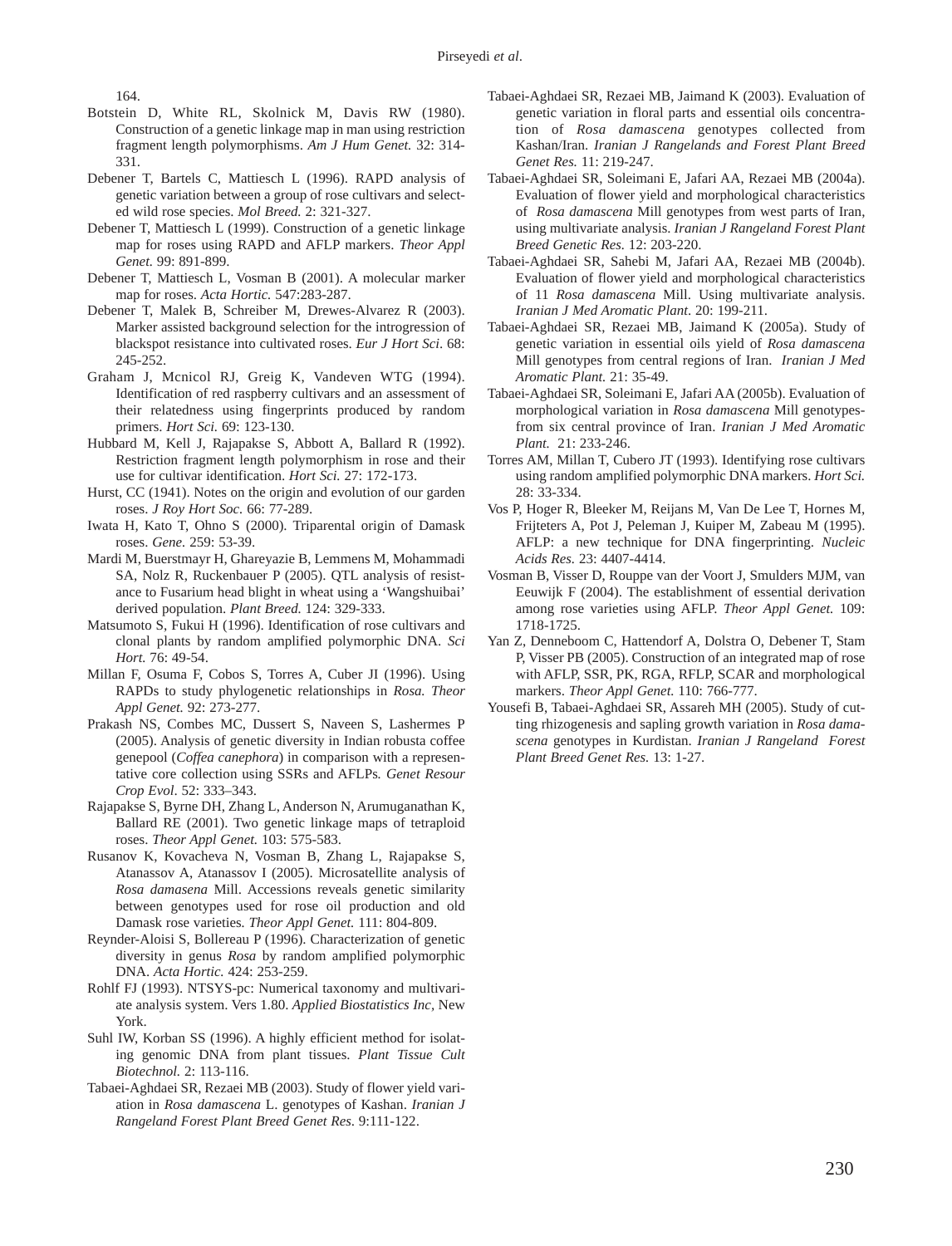164.

Botstein D, White RL, Skolnick M, Davis RW (1980). Construction of a genetic linkage map in man using restriction fragment length polymorphisms. *Am J Hum Genet.* 32: 314-331.

Debener T, Bartels C, Mattiesch L (1996). RAPD analysis of genetic variation between a group of rose cultivars and selected wild rose species. *Mol Breed.* 2: 321-327.

Debener T, Mattiesch L (1999). Construction of a genetic linkage map for roses using RAPD and AFLP markers. *Theor Appl Genet.* 99: 891-899.

Debener T, Mattiesch L, Vosman B (2001). A molecular marker map for roses. *Acta Hortic.* 547:283-287.

Debener T, Malek B, Schreiber M, Drewes-Alvarez R (2003). Marker assisted background selection for the introgression of blackspot resistance into cultivated roses. *Eur J Hort Sci*. 68: 245-252.

Graham J, Mcnicol RJ, Greig K, Vandeven WTG (1994). Identification of red raspberry cultivars and an assessment of their relatedness using fingerprints produced by random primers. *Hort Sci.* 69: 123-130.

Hubbard M, Kell J, Rajapakse S, Abbott A, Ballard R (1992). Restriction fragment length polymorphism in rose and their use for cultivar identification. *Hort Sci.* 27: 172-173.

Hurst, CC (1941). Notes on the origin and evolution of our garden roses. *J Roy Hort Soc.* 66: 77-289.

Iwata H, Kato T, Ohno S (2000). Triparental origin of Damask roses. *Gene.* 259: 53-39.

Mardi M, Buerstmayr H, Ghareyazie B, Lemmens M, Mohammadi SA, Nolz R, Ruckenbauer P (2005). QTL analysis of resistance to Fusarium head blight in wheat using a 'Wangshuibai' derived population. *Plant Breed.* 124: 329-333.

Matsumoto S, Fukui H (1996). Identification of rose cultivars and clonal plants by random amplified polymorphic DNA. *Sci Hort.* 76: 49-54.

Millan F, Osuma F, Cobos S, Torres A, Cuber JI (1996). Using RAPDs to study phylogenetic relationships in *Rosa. Theor Appl Genet.* 92: 273-277.

Prakash NS, Combes MC, Dussert S, Naveen S, Lashermes P (2005). Analysis of genetic diversity in Indian robusta coffee genepool (*Coffea canephora*) in comparison with a representative core collection using SSRs and AFLPs. *Genet Resour Crop Evol*. 52: 333–343.

Rajapakse S, Byrne DH, Zhang L, Anderson N, Arumuganathan K, Ballard RE (2001). Two genetic linkage maps of tetraploid roses. *Theor Appl Genet.* 103: 575-583.

Rusanov K, Kovacheva N, Vosman B, Zhang L, Rajapakse S, Atanassov A, Atanassov I (2005). Microsatellite analysis of *Rosa damasena* Mill. Accessions reveals genetic similarity between genotypes used for rose oil production and old Damask rose varieties. *Theor Appl Genet.* 111: 804-809.

Reynder-Aloisi S, Bollereau P (1996). Characterization of genetic diversity in genus *Rosa* by random amplified polymorphic DNA. *Acta Hortic.* 424: 253-259.

Rohlf FJ (1993). NTSYS-pc: Numerical taxonomy and multivariate analysis system. Vers 1.80. *Applied Biostatistics Inc*, New York.

Suhl IW, Korban SS (1996). A highly efficient method for isolating genomic DNA from plant tissues. *Plant Tissue Cult Biotechnol.* 2: 113-116.

Tabaei-Aghdaei SR, Rezaei MB (2003). Study of flower yield variation in *Rosa damascena* L. genotypes of Kashan. *Iranian J Rangeland Forest Plant Breed Genet Res*. 9:111-122.

Tabaei-Aghdaei SR, Rezaei MB, Jaimand K (2003). Evaluation of genetic variation in floral parts and essential oils concentration of *Rosa damascena* genotypes collected from Kashan/Iran. *Iranian J Rangelands and Forest Plant Breed Genet Res.* 11: 219-247.

Tabaei-Aghdaei SR, Soleimani E, Jafari AA, Rezaei MB (2004a). Evaluation of flower yield and morphological characteristics of *Rosa damascena* Mill genotypes from west parts of Iran, using multivariate analysis. *Iranian J Rangeland Forest Plant Breed Genetic Res.* 12: 203-220.

Tabaei-Aghdaei SR, Sahebi M, Jafari AA, Rezaei MB (2004b). Evaluation of flower yield and morphological characteristics of 11 *Rosa damascena* Mill. Using multivariate analysis. *Iranian J Med Aromatic Plant*. 20: 199-211.

Tabaei-Aghdaei SR, Rezaei MB, Jaimand K (2005a). Study of genetic variation in essential oils yield of *Rosa damascena* Mill genotypes from central regions of Iran. *Iranian J Med Aromatic Plant.* 21: 35-49.

Tabaei-Aghdaei SR, Soleimani E, Jafari AA (2005b). Evaluation of morphological variation in *Rosa damascena* Mill genotypes-from six central province of Iran. *Iranian J Med Aromatic Plant.* 21: 233-246.

Torres AM, Millan T, Cubero JT (1993). Identifying rose cultivars using random amplified polymorphic DNA markers. *Hort Sci.* 28: 33-334.

Vos P, Hoger R, Bleeker M, Reijans M, Van De Lee T, Hornes M, Frijteters A, Pot J, Peleman J, Kuiper M, Zabeau M (1995). AFLP: a new technique for DNA fingerprinting. *Nucleic Acids Res.* 23: 4407-4414.

Vosman B, Visser D, Rouppe van der Voort J, Smulders MJM, van Eeuwijk F (2004). The establishment of essential derivation among rose varieties using AFLP. *Theor Appl Genet.* 109: 1718-1725.

Yan Z, Denneboom C, Hattendorf A, Dolstra O, Debener T, Stam P, Visser PB (2005). Construction of an integrated map of rose with AFLP, SSR, PK, RGA, RFLP, SCAR and morphological markers. *Theor Appl Genet.* 110: 766-777.

Yousefi B, Tabaei-Aghdaei SR, Assareh MH (2005). Study of cutting rhizogenesis and sapling growth variation in *Rosa damascena* genotypes in Kurdistan. *Iranian J Rangeland Forest Plant Breed Genet Res.* 13: 1-27.